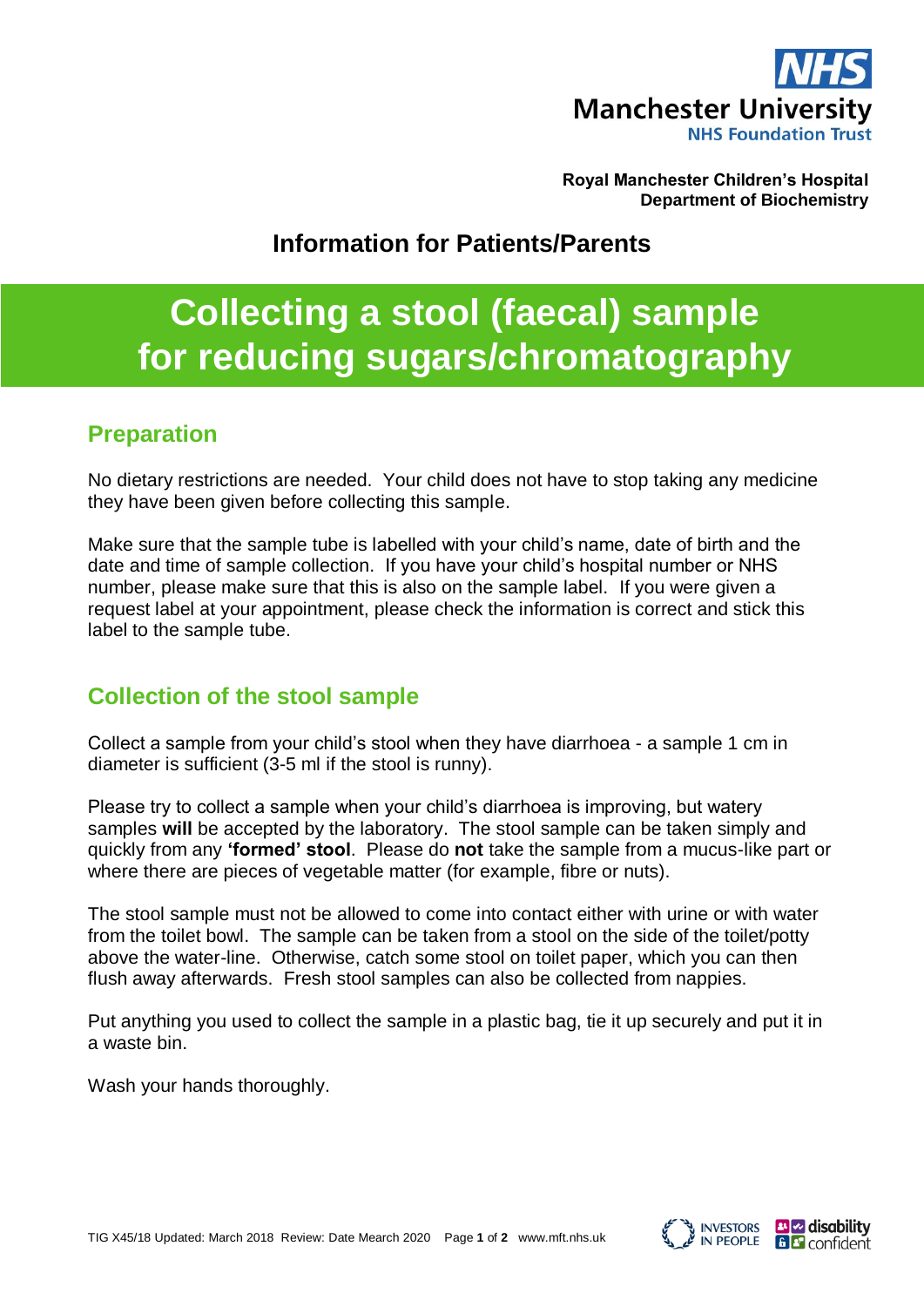Royal Manchester Children's Hospital
Department of Biochemistry

## Information for Patients/Parents

# Collecting a stool (faecal) sample for reducing sugars/chromatography

## Preparation

No dietary restrictions are needed. Your child does not have to stop taking any medicine they have been given before collecting this sample.

Make sure that the sample tube is labelled with your child's name, date of birth and the date and time of sample collection. If you have your child's hospital number or NHS number, please make sure that this is also on the sample label. If you were given a request label at your appointment, please check the information is correct and stick this label to the sample tube.

## Collection of the stool sample

Collect a sample from your child's stool when they have diarrhoea - a sample 1 cm in diameter is sufficient (3-5 ml if the stool is runny).

Please try to collect a sample when your child's diarrhoea is improving, but watery samples **will** be accepted by the laboratory. The stool sample can be taken simply and quickly from any **'formed' stool**. Please do **not** take the sample from a mucus-like part or where there are pieces of vegetable matter (for example, fibre or nuts).

The stool sample must not be allowed to come into contact either with urine or with water from the toilet bowl. The sample can be taken from a stool on the side of the toilet/potty above the water-line. Otherwise, catch some stool on toilet paper, which you can then flush away afterwards. Fresh stool samples can also be collected from nappies.

Put anything you used to collect the sample in a plastic bag, tie it up securely and put it in a waste bin.

Wash your hands thoroughly.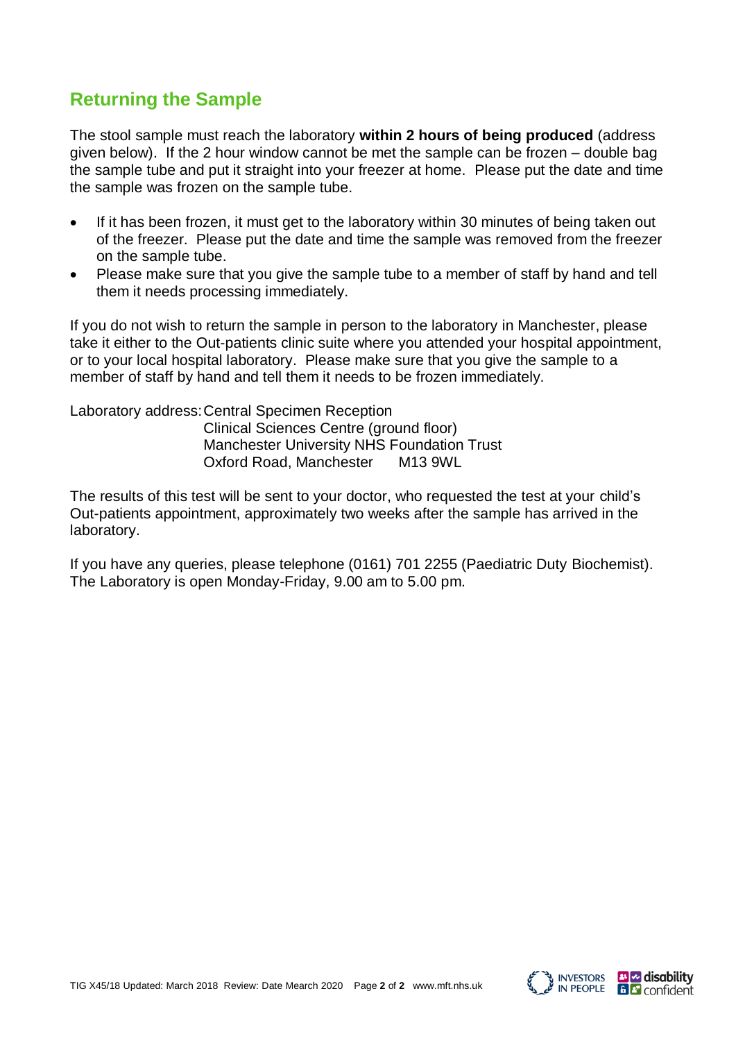## Returning the Sample

The stool sample must reach the laboratory **within 2 hours of being produced** (address given below). If the 2 hour window cannot be met the sample can be frozen – double bag the sample tube and put it straight into your freezer at home. Please put the date and time the sample was frozen on the sample tube.

- If it has been frozen, it must get to the laboratory within 30 minutes of being taken out of the freezer. Please put the date and time the sample was removed from the freezer on the sample tube.
- Please make sure that you give the sample tube to a member of staff by hand and tell them it needs processing immediately.

If you do not wish to return the sample in person to the laboratory in Manchester, please take it either to the Out-patients clinic suite where you attended your hospital appointment, or to your local hospital laboratory. Please make sure that you give the sample to a member of staff by hand and tell them it needs to be frozen immediately.

Laboratory address: Central Specimen Reception
Clinical Sciences Centre (ground floor)
Manchester University NHS Foundation Trust
Oxford Road, Manchester M13 9WL

The results of this test will be sent to your doctor, who requested the test at your child's Out-patients appointment, approximately two weeks after the sample has arrived in the laboratory.

If you have any queries, please telephone (0161) 701 2255 (Paediatric Duty Biochemist). The Laboratory is open Monday-Friday, 9.00 am to 5.00 pm.

TIG X45/18 Updated: March 2018 Review: Date Mearch 2020 www.mft.nhs.uk